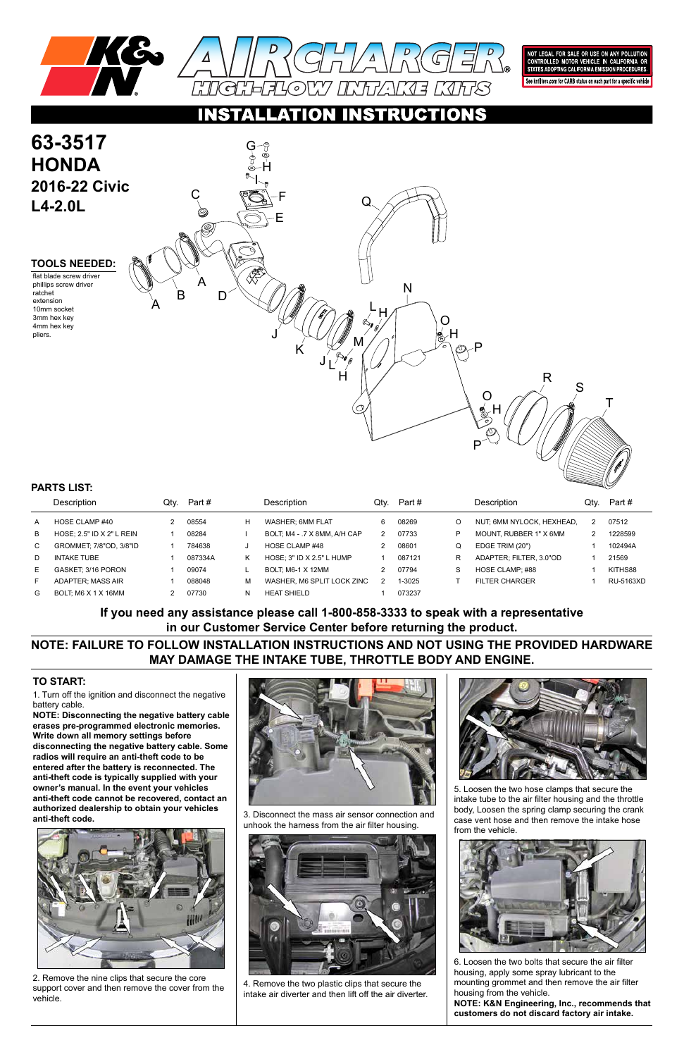K&N AIRCHARGER® HIGH-FLOW INTAKE KITS

NOT LEGAL FOR SALE OR USE ON ANY POLLUTION CONTROLLED MOTOR VEHICLE IN CALIFORNIA OR STATES ADOPTING CALIFORNIA EMISSION PROCEDURES.
See knfilters.com for CARB status on each part for a specific vehicle

# INSTALLATION INSTRUCTIONS

# 63-3517
# HONDA
## 2016-22 Civic
## L4-2.0L

### TOOLS NEEDED:
- flat blade screw driver
- phillips screw driver
- ratchet
- extension
- 10mm socket
- 3mm hex key
- 4mm hex key
- pliers.

### PARTS LIST:

| | Description | Qty. | Part # | | Description | Qty. | Part # | | Description | Qty. | Part # |
|---|---|---|---|---|---|---|---|---|---|---|---|
| A | HOSE CLAMP #40 | 2 | 08554 | H | WASHER; 6MM FLAT | 6 | 08269 | O | NUT; 6MM NYLOCK, HEXHEAD, | 2 | 07512 |
| B | HOSE; 2.5" ID X 2" L REIN | 1 | 08284 | I | BOLT; M4 - .7 X 8MM, A/H CAP | 2 | 07733 | P | MOUNT, RUBBER 1" X 6MM | 2 | 1228599 |
| C | GROMMET; 7/8"OD, 3/8"ID | 1 | 784638 | J | HOSE CLAMP #48 | 2 | 08601 | Q | EDGE TRIM (20") | 1 | 102494A |
| D | INTAKE TUBE | 1 | 087334A | K | HOSE; 3" ID X 2.5" L HUMP | 1 | 087121 | R | ADAPTER; FILTER, 3.0"OD | 1 | 21569 |
| E | GASKET; 3/16 PORON | 1 | 09074 | L | BOLT; M6-1 X 12MM | 2 | 07794 | S | HOSE CLAMP; #88 | 1 | KITHS88 |
| F | ADAPTER; MASS AIR | 1 | 088048 | M | WASHER, M6 SPLIT LOCK ZINC | 2 | 1-3025 | T | FILTER CHARGER | 1 | RU-5163XD |
| G | BOLT; M6 X 1 X 16MM | 2 | 07730 | N | HEAT SHIELD | 1 | 073237 | | | | |

**If you need any assistance please call 1-800-858-3333 to speak with a representative in our Customer Service Center before returning the product.**

**NOTE: FAILURE TO FOLLOW INSTALLATION INSTRUCTIONS AND NOT USING THE PROVIDED HARDWARE MAY DAMAGE THE INTAKE TUBE, THROTTLE BODY AND ENGINE.**

### TO START:

1. Turn off the ignition and disconnect the negative battery cable.

**NOTE: Disconnecting the negative battery cable erases pre-programmed electronic memories. Write down all memory settings before disconnecting the negative battery cable. Some radios will require an anti-theft code to be entered after the battery is reconnected. The anti-theft code is typically supplied with your owner's manual. In the event your vehicles anti-theft code cannot be recovered, contact an authorized dealership to obtain your vehicles anti-theft code.**

2. Remove the nine clips that secure the core support cover and then remove the cover from the vehicle.

3. Disconnect the mass air sensor connection and unhook the harness from the air filter housing.

4. Remove the two plastic clips that secure the intake air diverter and then lift off the air diverter.

5. Loosen the two hose clamps that secure the intake tube to the air filter housing and the throttle body, Loosen the spring clamp securing the crank case vent hose and then remove the intake hose from the vehicle.

6. Loosen the two bolts that secure the air filter housing, apply some spray lubricant to the mounting grommet and then remove the air filter housing from the vehicle.

**NOTE: K&N Engineering, Inc., recommends that customers do not discard factory air intake.**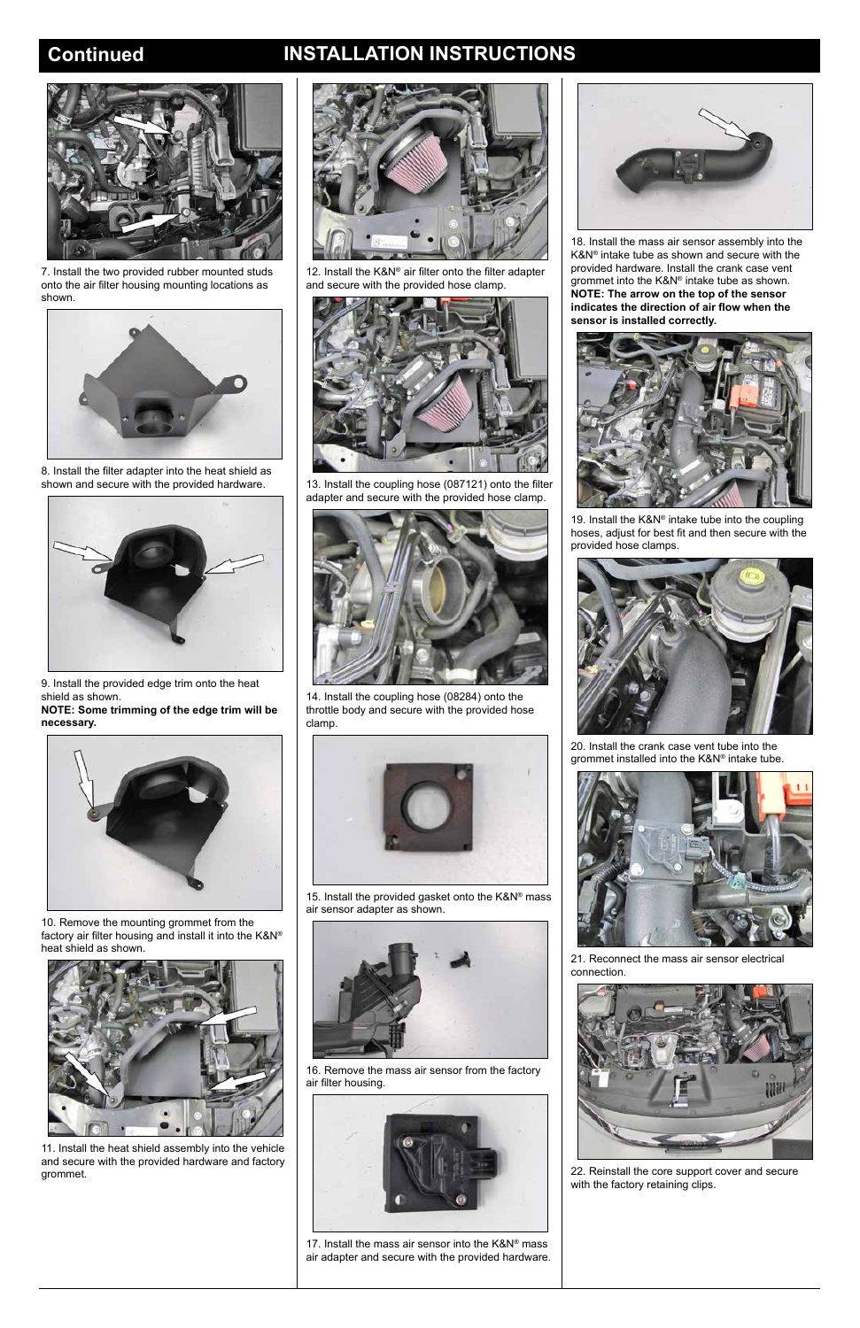## Continued

## INSTALLATION INSTRUCTIONS

7. Install the two provided rubber mounted studs onto the air filter housing mounting locations as shown.

8. Install the filter adapter into the heat shield as shown and secure with the provided hardware.

9. Install the provided edge trim onto the heat shield as shown.
**NOTE: Some trimming of the edge trim will be necessary.**

10. Remove the mounting grommet from the factory air filter housing and install it into the K&N® heat shield as shown.

11. Install the heat shield assembly into the vehicle and secure with the provided hardware and factory grommet.

12. Install the K&N® air filter onto the filter adapter and secure with the provided hose clamp.

13. Install the coupling hose (087121) onto the filter adapter and secure with the provided hose clamp.

14. Install the coupling hose (08284) onto the throttle body and secure with the provided hose clamp.

15. Install the provided gasket onto the K&N® mass air sensor adapter as shown.

16. Remove the mass air sensor from the factory air filter housing.

17. Install the mass air sensor into the K&N® mass air adapter and secure with the provided hardware.

18. Install the mass air sensor assembly into the K&N® intake tube as shown and secure with the provided hardware. Install the crank case vent grommet into the K&N® intake tube as shown.
**NOTE: The arrow on the top of the sensor indicates the direction of air flow when the sensor is installed correctly.**

19. Install the K&N® intake tube into the coupling hoses, adjust for best fit and then secure with the provided hose clamps.

20. Install the crank case vent tube into the grommet installed into the K&N® intake tube.

21. Reconnect the mass air sensor electrical connection.

22. Reinstall the core support cover and secure with the factory retaining clips.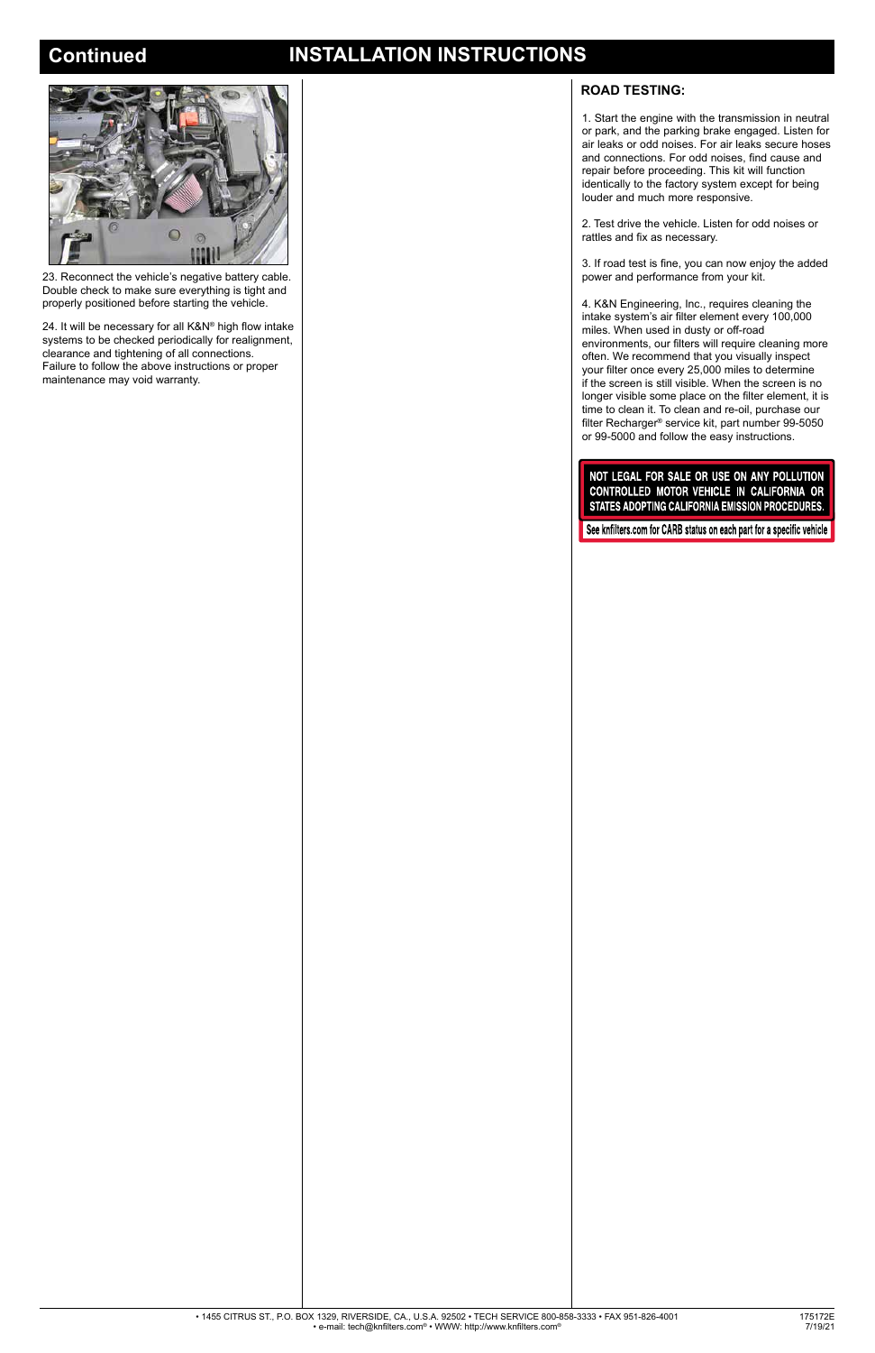## Continued

# INSTALLATION INSTRUCTIONS

23. Reconnect the vehicle's negative battery cable. Double check to make sure everything is tight and properly positioned before starting the vehicle.

24. It will be necessary for all K&N® high flow intake systems to be checked periodically for realignment, clearance and tightening of all connections. Failure to follow the above instructions or proper maintenance may void warranty.

### ROAD TESTING:

1. Start the engine with the transmission in neutral or park, and the parking brake engaged. Listen for air leaks or odd noises. For air leaks secure hoses and connections. For odd noises, find cause and repair before proceeding. This kit will function identically to the factory system except for being louder and much more responsive.

2. Test drive the vehicle. Listen for odd noises or rattles and fix as necessary.

3. If road test is fine, you can now enjoy the added power and performance from your kit.

4. K&N Engineering, Inc., requires cleaning the intake system's air filter element every 100,000 miles. When used in dusty or off-road environments, our filters will require cleaning more often. We recommend that you visually inspect your filter once every 25,000 miles to determine if the screen is still visible. When the screen is no longer visible some place on the filter element, it is time to clean it. To clean and re-oil, purchase our filter Recharger® service kit, part number 99-5050 or 99-5000 and follow the easy instructions.

**NOT LEGAL FOR SALE OR USE ON ANY POLLUTION CONTROLLED MOTOR VEHICLE IN CALIFORNIA OR STATES ADOPTING CALIFORNIA EMISSION PROCEDURES.**

**See knfilters.com for CARB status on each part for a specific vehicle**

• 1455 CITRUS ST., P.O. BOX 1329, RIVERSIDE, CA., U.S.A. 92502 • TECH SERVICE 800-858-3333 • FAX 951-826-4001
• e-mail: tech@knfilters.com® • WWW: http://www.knfilters.com®

175172E
7/19/21